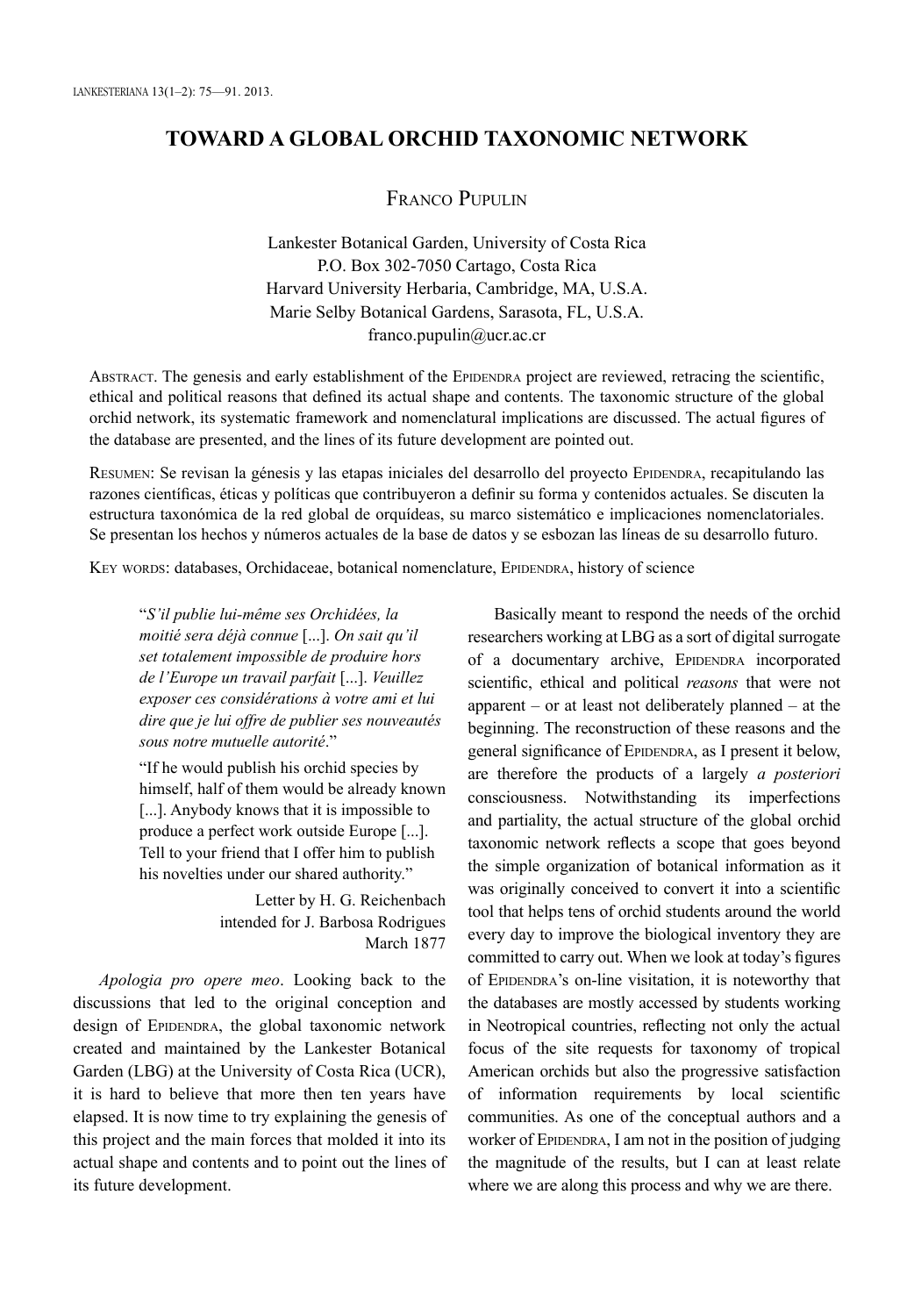# TOWARD A GLOBAL ORCHID TAXONOMIC NETWORK

Franco Pupulin

Lankester Botanical Garden, University of Costa Rica
P.O. Box 302-7050 Cartago, Costa Rica
Harvard University Herbaria, Cambridge, MA, U.S.A.
Marie Selby Botanical Gardens, Sarasota, FL, U.S.A.
franco.pupulin@ucr.ac.cr

Abstract. The genesis and early establishment of the Epidendra project are reviewed, retracing the scientific, ethical and political reasons that defined its actual shape and contents. The taxonomic structure of the global orchid network, its systematic framework and nomenclatural implications are discussed. The actual figures of the database are presented, and the lines of its future development are pointed out.

Resumen: Se revisan la génesis y las etapas iniciales del desarrollo del proyecto Epidendra, recapitulando las razones científicas, éticas y políticas que contribuyeron a definir su forma y contenidos actuales. Se discuten la estructura taxonómica de la red global de orquídeas, su marco sistemático e implicaciones nomenclatoriales. Se presentan los hechos y números actuales de la base de datos y se esbozan las líneas de su desarrollo futuro.

Key words: databases, Orchidaceae, botanical nomenclature, Epidendra, history of science

> "*S'il publie lui-même ses Orchidées, la moitié sera déjà connue* [...]. *On sait qu'il set totalement impossible de produire hors de l'Europe un travail parfait* [...]. *Veuillez exposer ces considérations à votre ami et lui dire que je lui offre de publier ses nouveautés sous notre mutuelle autorité*."
>
> "If he would publish his orchid species by himself, half of them would be already known [...]. Anybody knows that it is impossible to produce a perfect work outside Europe [...]. Tell to your friend that I offer him to publish his novelties under our shared authority."
>
> Letter by H. G. Reichenbach
> intended for J. Barbosa Rodrigues
> March 1877

*Apologia pro opere meo*. Looking back to the discussions that led to the original conception and design of Epidendra, the global taxonomic network created and maintained by the Lankester Botanical Garden (LBG) at the University of Costa Rica (UCR), it is hard to believe that more then ten years have elapsed. It is now time to try explaining the genesis of this project and the main forces that molded it into its actual shape and contents and to point out the lines of its future development.

Basically meant to respond the needs of the orchid researchers working at LBG as a sort of digital surrogate of a documentary archive, Epidendra incorporated scientific, ethical and political *reasons* that were not apparent – or at least not deliberately planned – at the beginning. The reconstruction of these reasons and the general significance of Epidendra, as I present it below, are therefore the products of a largely *a posteriori* consciousness. Notwithstanding its imperfections and partiality, the actual structure of the global orchid taxonomic network reflects a scope that goes beyond the simple organization of botanical information as it was originally conceived to convert it into a scientific tool that helps tens of orchid students around the world every day to improve the biological inventory they are committed to carry out. When we look at today's figures of Epidendra's on-line visitation, it is noteworthy that the databases are mostly accessed by students working in Neotropical countries, reflecting not only the actual focus of the site requests for taxonomy of tropical American orchids but also the progressive satisfaction of information requirements by local scientific communities. As one of the conceptual authors and a worker of Epidendra, I am not in the position of judging the magnitude of the results, but I can at least relate where we are along this process and why we are there.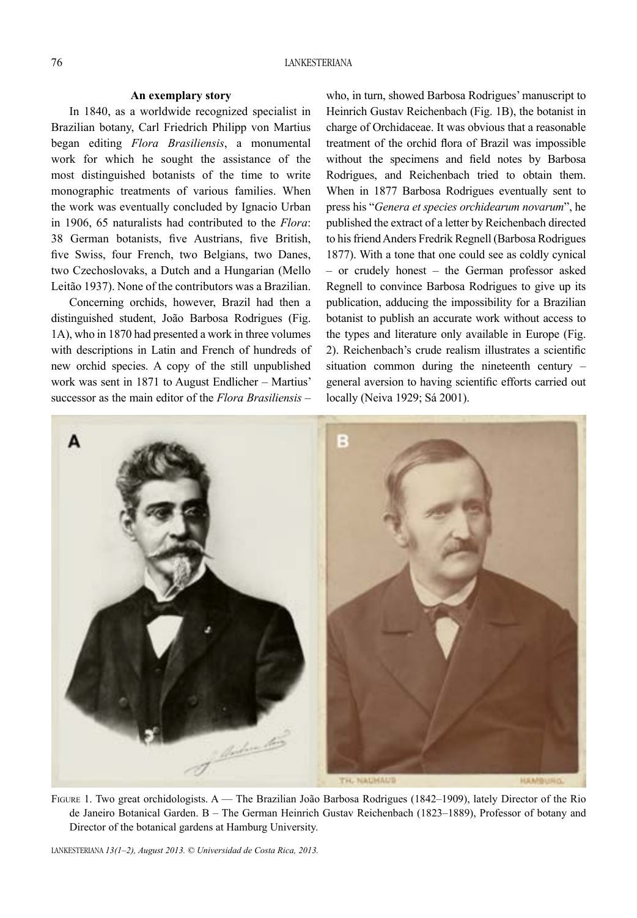### An exemplary story

In 1840, as a worldwide recognized specialist in Brazilian botany, Carl Friedrich Philipp von Martius began editing *Flora Brasiliensis*, a monumental work for which he sought the assistance of the most distinguished botanists of the time to write monographic treatments of various families. When the work was eventually concluded by Ignacio Urban in 1906, 65 naturalists had contributed to the *Flora*: 38 German botanists, five Austrians, five British, five Swiss, four French, two Belgians, two Danes, two Czechoslovaks, a Dutch and a Hungarian (Mello Leitão 1937). None of the contributors was a Brazilian.

Concerning orchids, however, Brazil had then a distinguished student, João Barbosa Rodrigues (Fig. 1A), who in 1870 had presented a work in three volumes with descriptions in Latin and French of hundreds of new orchid species. A copy of the still unpublished work was sent in 1871 to August Endlicher – Martius' successor as the main editor of the *Flora Brasiliensis* – who, in turn, showed Barbosa Rodrigues' manuscript to Heinrich Gustav Reichenbach (Fig. 1B), the botanist in charge of Orchidaceae. It was obvious that a reasonable treatment of the orchid flora of Brazil was impossible without the specimens and field notes by Barbosa Rodrigues, and Reichenbach tried to obtain them. When in 1877 Barbosa Rodrigues eventually sent to press his "*Genera et species orchidearum novarum*", he published the extract of a letter by Reichenbach directed to his friend Anders Fredrik Regnell (Barbosa Rodrigues 1877). With a tone that one could see as coldly cynical – or crudely honest – the German professor asked Regnell to convince Barbosa Rodrigues to give up its publication, adducing the impossibility for a Brazilian botanist to publish an accurate work without access to the types and literature only available in Europe (Fig. 2). Reichenbach's crude realism illustrates a scientific situation common during the nineteenth century – general aversion to having scientific efforts carried out locally (Neiva 1929; Sá 2001).

Figure 1. Two great orchidologists. A — The Brazilian João Barbosa Rodrigues (1842–1909), lately Director of the Rio de Janeiro Botanical Garden. B – The German Heinrich Gustav Reichenbach (1823–1889), Professor of botany and Director of the botanical gardens at Hamburg University.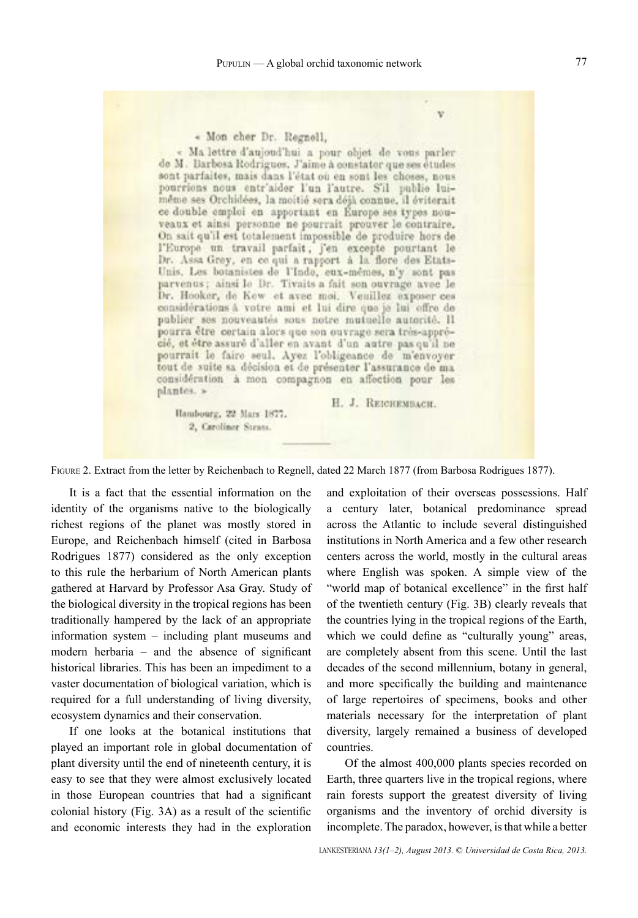« Mon cher Dr. Regnell,

« Ma lettre d'aujoud'hui a pour objet de vous parler de M. Barbosa Rodrigues. J'aime à constater que ses études sont parfaites, mais dans l'état où en sont les choses, nous pourrions nous entr'aider l'un l'autre. S'il publie lui-même ses Orchidées, la moitié sera déjà connue, il éviterait ce double emploi en apportant en Europe ses types nouveaux et ainsi personne ne pourrait prouver le contraire. On sait qu'il est totalement impossible de produire hors de l'Europe un travail parfait, j'en excepte pourtant le Dr. Assa Grey, en ce qui a rapport à la flore des Etats-Unis. Les botanistes de l'Inde, eux-mêmes, n'y sont pas parvenus; ainsi le Dr. Tivaits a fait son ouvrage avec le Dr. Hooker, de Kew et avec moi. Veuillez exposer ces considérations à votre ami et lui dire que je lui offre de publier ses nouveautés sous notre mutuelle autorité. Il pourra être certain alors que son ouvrage sera très-apprécié, et être assuré d'aller en avant d'un autre pas qu'il ne pourrait le faire seul. Ayez l'obligeance de m'envoyer tout de suite sa décision et de présenter l'assurance de ma considération à mon compagnon en affection pour les plantes. »

H. J. Reichembach.

Hambourg, 22 Mars 1877.
2, Caroliner Strass.

Figure 2. Extract from the letter by Reichenbach to Regnell, dated 22 March 1877 (from Barbosa Rodrigues 1877).

It is a fact that the essential information on the identity of the organisms native to the biologically richest regions of the planet was mostly stored in Europe, and Reichenbach himself (cited in Barbosa Rodrigues 1877) considered as the only exception to this rule the herbarium of North American plants gathered at Harvard by Professor Asa Gray. Study of the biological diversity in the tropical regions has been traditionally hampered by the lack of an appropriate information system – including plant museums and modern herbaria – and the absence of significant historical libraries. This has been an impediment to a vaster documentation of biological variation, which is required for a full understanding of living diversity, ecosystem dynamics and their conservation.

If one looks at the botanical institutions that played an important role in global documentation of plant diversity until the end of nineteenth century, it is easy to see that they were almost exclusively located in those European countries that had a significant colonial history (Fig. 3A) as a result of the scientific and economic interests they had in the exploration and exploitation of their overseas possessions. Half a century later, botanical predominance spread across the Atlantic to include several distinguished institutions in North America and a few other research centers across the world, mostly in the cultural areas where English was spoken. A simple view of the "world map of botanical excellence" in the first half of the twentieth century (Fig. 3B) clearly reveals that the countries lying in the tropical regions of the Earth, which we could define as "culturally young" areas, are completely absent from this scene. Until the last decades of the second millennium, botany in general, and more specifically the building and maintenance of large repertoires of specimens, books and other materials necessary for the interpretation of plant diversity, largely remained a business of developed countries.

Of the almost 400,000 plants species recorded on Earth, three quarters live in the tropical regions, where rain forests support the greatest diversity of living organisms and the inventory of orchid diversity is incomplete. The paradox, however, is that while a better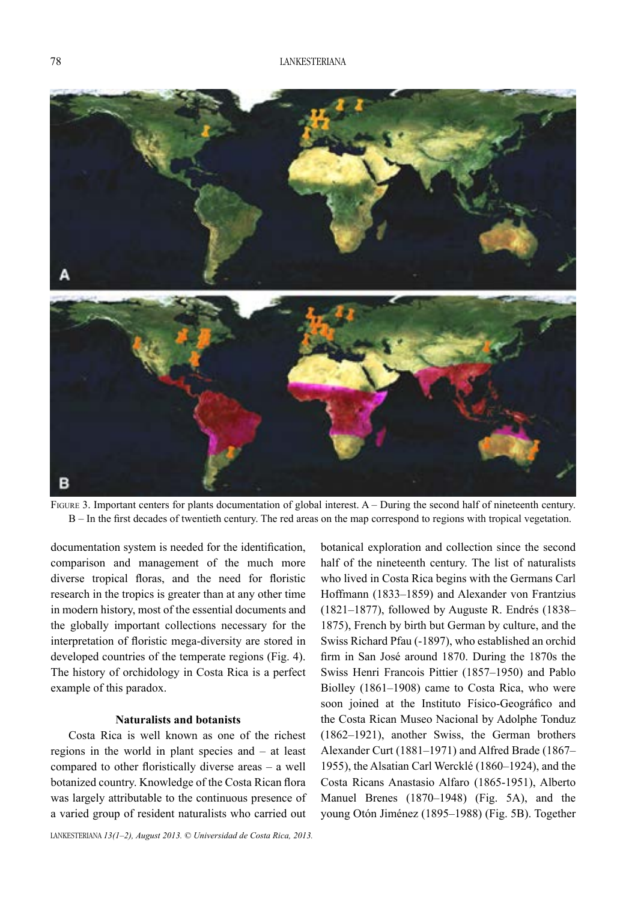FIGURE 3. Important centers for plants documentation of global interest. A – During the second half of nineteenth century. B – In the first decades of twentieth century. The red areas on the map correspond to regions with tropical vegetation.

documentation system is needed for the identification, comparison and management of the much more diverse tropical floras, and the need for floristic research in the tropics is greater than at any other time in modern history, most of the essential documents and the globally important collections necessary for the interpretation of floristic mega-diversity are stored in developed countries of the temperate regions (Fig. 4). The history of orchidology in Costa Rica is a perfect example of this paradox.

### Naturalists and botanists

Costa Rica is well known as one of the richest regions in the world in plant species and – at least compared to other floristically diverse areas – a well botanized country. Knowledge of the Costa Rican flora was largely attributable to the continuous presence of a varied group of resident naturalists who carried out botanical exploration and collection since the second half of the nineteenth century. The list of naturalists who lived in Costa Rica begins with the Germans Carl Hoffmann (1833–1859) and Alexander von Frantzius (1821–1877), followed by Auguste R. Endrés (1838–1875), French by birth but German by culture, and the Swiss Richard Pfau (-1897), who established an orchid firm in San José around 1870. During the 1870s the Swiss Henri Francois Pittier (1857–1950) and Pablo Biolley (1861–1908) came to Costa Rica, who were soon joined at the Instituto Físico-Geográfico and the Costa Rican Museo Nacional by Adolphe Tonduz (1862–1921), another Swiss, the German brothers Alexander Curt (1881–1971) and Alfred Brade (1867–1955), the Alsatian Carl Wercklé (1860–1924), and the Costa Ricans Anastasio Alfaro (1865-1951), Alberto Manuel Brenes (1870–1948) (Fig. 5A), and the young Otón Jiménez (1895–1988) (Fig. 5B). Together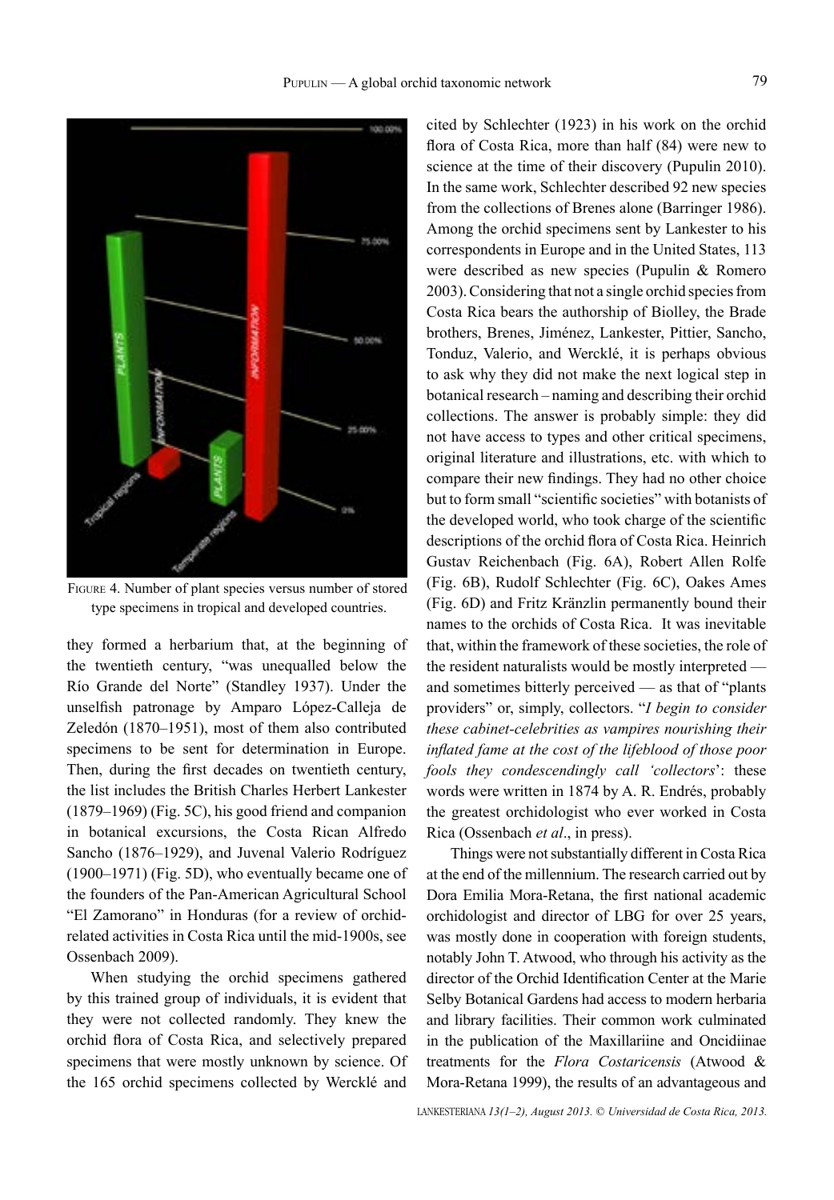FIGURE 4. Number of plant species versus number of stored type specimens in tropical and developed countries.

they formed a herbarium that, at the beginning of the twentieth century, "was unequalled below the Río Grande del Norte" (Standley 1937). Under the unselfish patronage by Amparo López-Calleja de Zeledón (1870–1951), most of them also contributed specimens to be sent for determination in Europe. Then, during the first decades on twentieth century, the list includes the British Charles Herbert Lankester (1879–1969) (Fig. 5C), his good friend and companion in botanical excursions, the Costa Rican Alfredo Sancho (1876–1929), and Juvenal Valerio Rodríguez (1900–1971) (Fig. 5D), who eventually became one of the founders of the Pan-American Agricultural School "El Zamorano" in Honduras (for a review of orchid-related activities in Costa Rica until the mid-1900s, see Ossenbach 2009).

When studying the orchid specimens gathered by this trained group of individuals, it is evident that they were not collected randomly. They knew the orchid flora of Costa Rica, and selectively prepared specimens that were mostly unknown by science. Of the 165 orchid specimens collected by Wercklé and cited by Schlechter (1923) in his work on the orchid flora of Costa Rica, more than half (84) were new to science at the time of their discovery (Pupulin 2010). In the same work, Schlechter described 92 new species from the collections of Brenes alone (Barringer 1986). Among the orchid specimens sent by Lankester to his correspondents in Europe and in the United States, 113 were described as new species (Pupulin & Romero 2003). Considering that not a single orchid species from Costa Rica bears the authorship of Biolley, the Brade brothers, Brenes, Jiménez, Lankester, Pittier, Sancho, Tonduz, Valerio, and Wercklé, it is perhaps obvious to ask why they did not make the next logical step in botanical research – naming and describing their orchid collections. The answer is probably simple: they did not have access to types and other critical specimens, original literature and illustrations, etc. with which to compare their new findings. They had no other choice but to form small "scientific societies" with botanists of the developed world, who took charge of the scientific descriptions of the orchid flora of Costa Rica. Heinrich Gustav Reichenbach (Fig. 6A), Robert Allen Rolfe (Fig. 6B), Rudolf Schlechter (Fig. 6C), Oakes Ames (Fig. 6D) and Fritz Kränzlin permanently bound their names to the orchids of Costa Rica. It was inevitable that, within the framework of these societies, the role of the resident naturalists would be mostly interpreted — and sometimes bitterly perceived — as that of "plants providers" or, simply, collectors. "*I begin to consider these cabinet-celebrities as vampires nourishing their inflated fame at the cost of the lifeblood of those poor fools they condescendingly call 'collectors*': these words were written in 1874 by A. R. Endrés, probably the greatest orchidologist who ever worked in Costa Rica (Ossenbach *et al*., in press).

Things were not substantially different in Costa Rica at the end of the millennium. The research carried out by Dora Emilia Mora-Retana, the first national academic orchidologist and director of LBG for over 25 years, was mostly done in cooperation with foreign students, notably John T. Atwood, who through his activity as the director of the Orchid Identification Center at the Marie Selby Botanical Gardens had access to modern herbaria and library facilities. Their common work culminated in the publication of the Maxillariine and Oncidiinae treatments for the *Flora Costaricensis* (Atwood & Mora-Retana 1999), the results of an advantageous and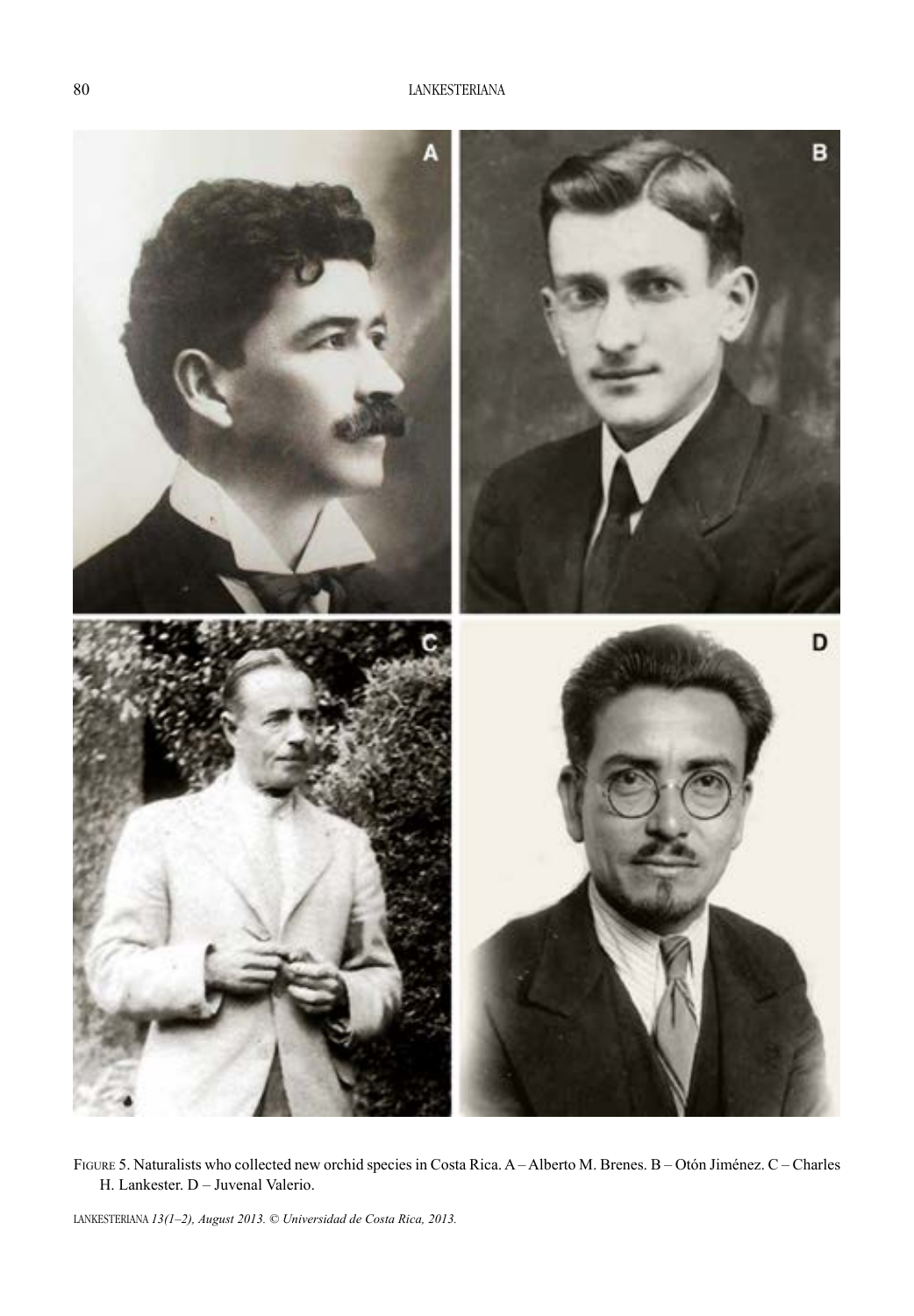Figure 5. Naturalists who collected new orchid species in Costa Rica. A – Alberto M. Brenes. B – Otón Jiménez. C – Charles H. Lankester. D – Juvenal Valerio.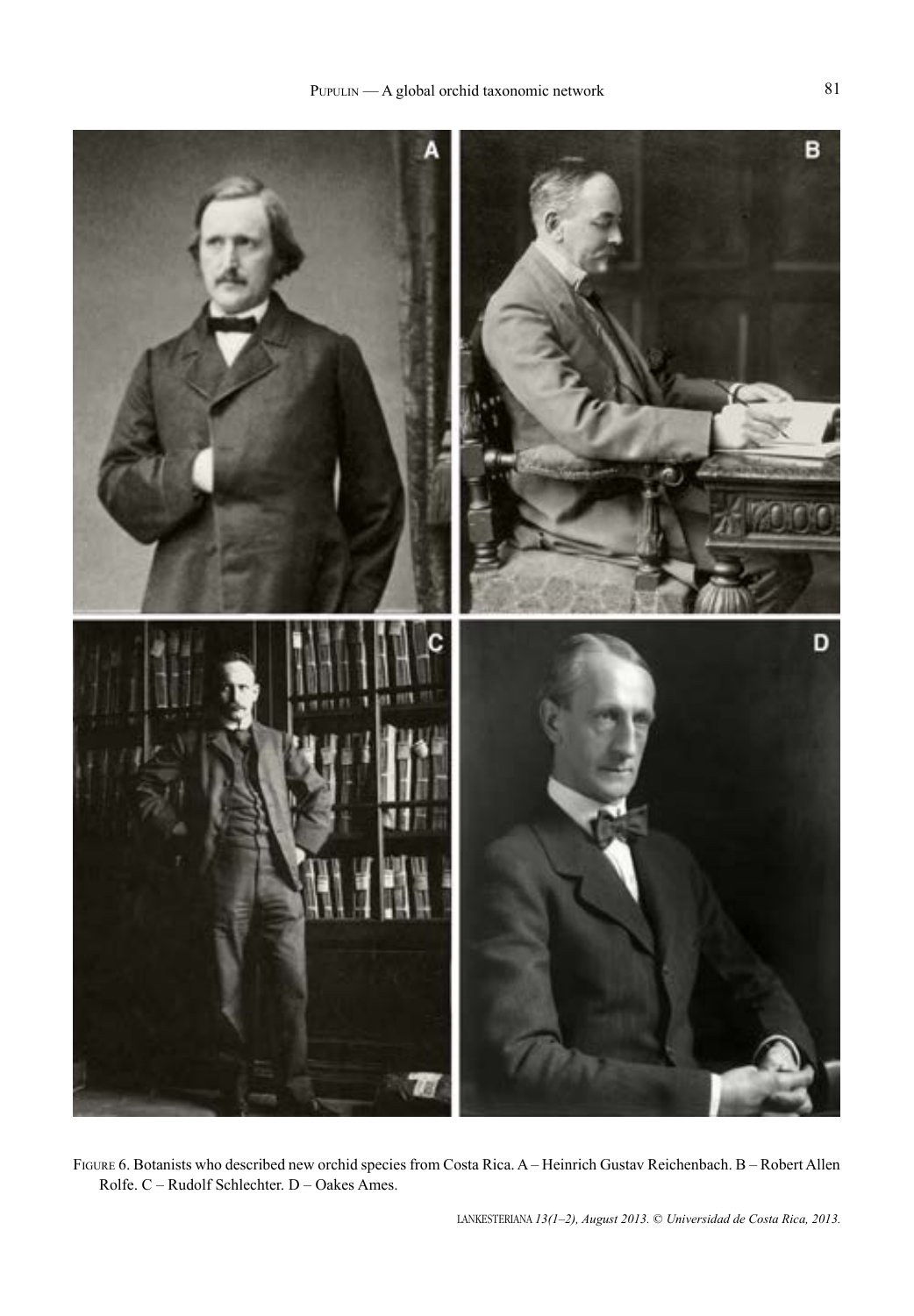Figure 6. Botanists who described new orchid species from Costa Rica. A – Heinrich Gustav Reichenbach. B – Robert Allen Rolfe. C – Rudolf Schlechter. D – Oakes Ames.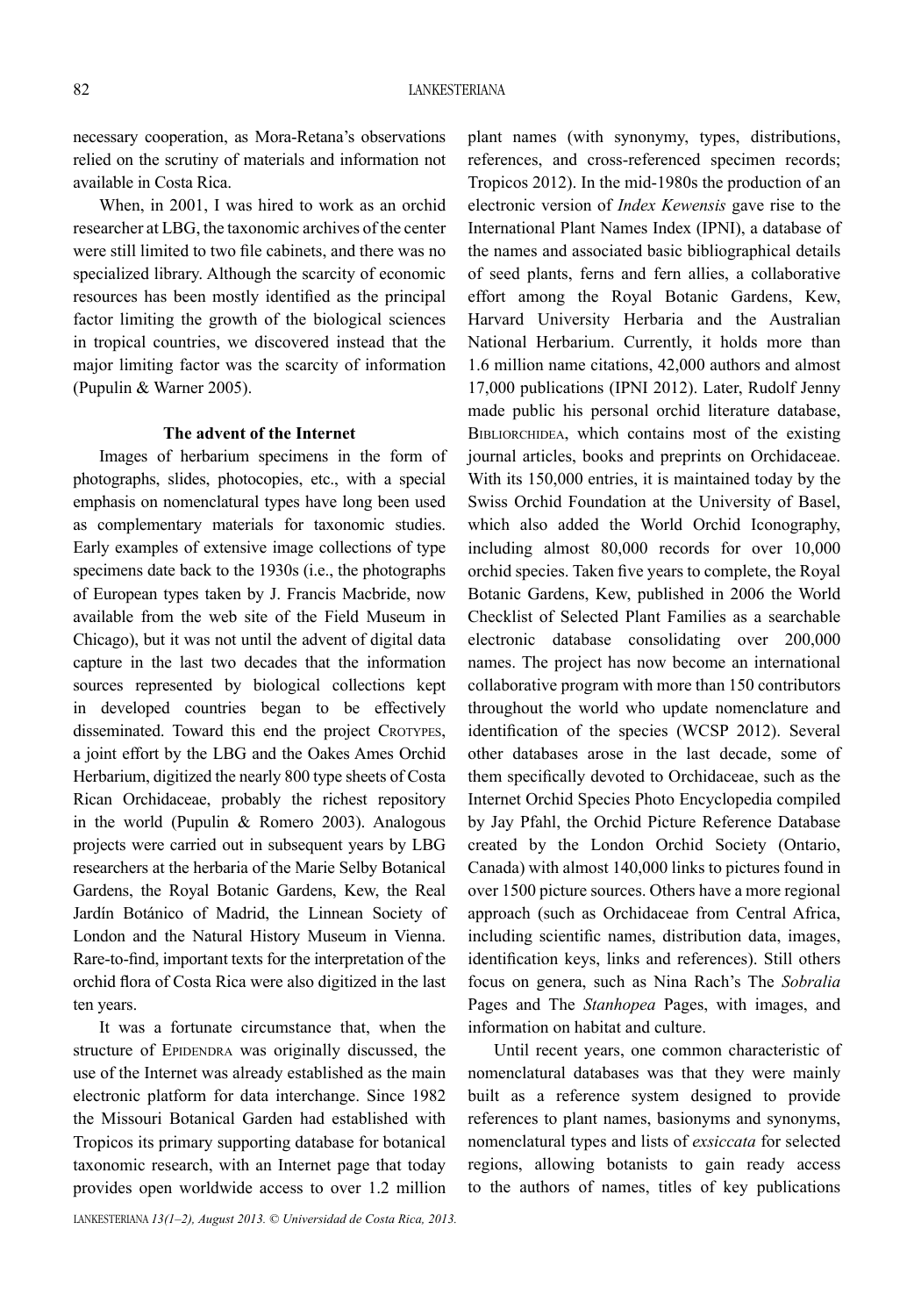necessary cooperation, as Mora-Retana's observations relied on the scrutiny of materials and information not available in Costa Rica.

When, in 2001, I was hired to work as an orchid researcher at LBG, the taxonomic archives of the center were still limited to two file cabinets, and there was no specialized library. Although the scarcity of economic resources has been mostly identified as the principal factor limiting the growth of the biological sciences in tropical countries, we discovered instead that the major limiting factor was the scarcity of information (Pupulin & Warner 2005).

### The advent of the Internet

Images of herbarium specimens in the form of photographs, slides, photocopies, etc., with a special emphasis on nomenclatural types have long been used as complementary materials for taxonomic studies. Early examples of extensive image collections of type specimens date back to the 1930s (i.e., the photographs of European types taken by J. Francis Macbride, now available from the web site of the Field Museum in Chicago), but it was not until the advent of digital data capture in the last two decades that the information sources represented by biological collections kept in developed countries began to be effectively disseminated. Toward this end the project Crotypes, a joint effort by the LBG and the Oakes Ames Orchid Herbarium, digitized the nearly 800 type sheets of Costa Rican Orchidaceae, probably the richest repository in the world (Pupulin & Romero 2003). Analogous projects were carried out in subsequent years by LBG researchers at the herbaria of the Marie Selby Botanical Gardens, the Royal Botanic Gardens, Kew, the Real Jardín Botánico of Madrid, the Linnean Society of London and the Natural History Museum in Vienna. Rare-to-find, important texts for the interpretation of the orchid flora of Costa Rica were also digitized in the last ten years.

It was a fortunate circumstance that, when the structure of Epidendra was originally discussed, the use of the Internet was already established as the main electronic platform for data interchange. Since 1982 the Missouri Botanical Garden had established with Tropicos its primary supporting database for botanical taxonomic research, with an Internet page that today provides open worldwide access to over 1.2 million plant names (with synonymy, types, distributions, references, and cross-referenced specimen records; Tropicos 2012). In the mid-1980s the production of an electronic version of *Index Kewensis* gave rise to the International Plant Names Index (IPNI), a database of the names and associated basic bibliographical details of seed plants, ferns and fern allies, a collaborative effort among the Royal Botanic Gardens, Kew, Harvard University Herbaria and the Australian National Herbarium. Currently, it holds more than 1.6 million name citations, 42,000 authors and almost 17,000 publications (IPNI 2012). Later, Rudolf Jenny made public his personal orchid literature database, Bibliorchidea, which contains most of the existing journal articles, books and preprints on Orchidaceae. With its 150,000 entries, it is maintained today by the Swiss Orchid Foundation at the University of Basel, which also added the World Orchid Iconography, including almost 80,000 records for over 10,000 orchid species. Taken five years to complete, the Royal Botanic Gardens, Kew, published in 2006 the World Checklist of Selected Plant Families as a searchable electronic database consolidating over 200,000 names. The project has now become an international collaborative program with more than 150 contributors throughout the world who update nomenclature and identification of the species (WCSP 2012). Several other databases arose in the last decade, some of them specifically devoted to Orchidaceae, such as the Internet Orchid Species Photo Encyclopedia compiled by Jay Pfahl, the Orchid Picture Reference Database created by the London Orchid Society (Ontario, Canada) with almost 140,000 links to pictures found in over 1500 picture sources. Others have a more regional approach (such as Orchidaceae from Central Africa, including scientific names, distribution data, images, identification keys, links and references). Still others focus on genera, such as Nina Rach's The *Sobralia* Pages and The *Stanhopea* Pages, with images, and information on habitat and culture.

Until recent years, one common characteristic of nomenclatural databases was that they were mainly built as a reference system designed to provide references to plant names, basionyms and synonyms, nomenclatural types and lists of *exsiccata* for selected regions, allowing botanists to gain ready access to the authors of names, titles of key publications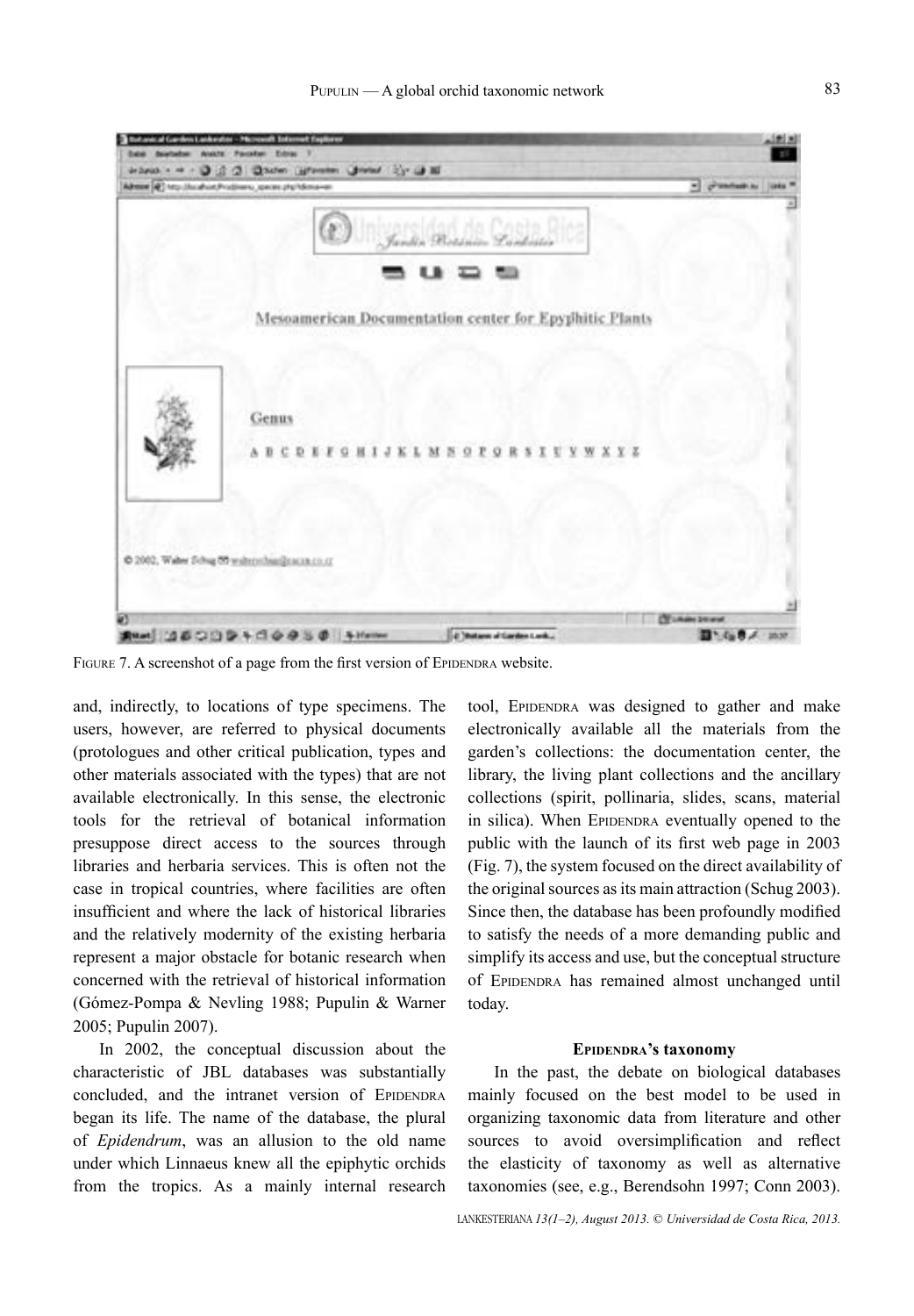FIGURE 7. A screenshot of a page from the first version of EPIDENDRA website.

and, indirectly, to locations of type specimens. The users, however, are referred to physical documents (protologues and other critical publication, types and other materials associated with the types) that are not available electronically. In this sense, the electronic tools for the retrieval of botanical information presuppose direct access to the sources through libraries and herbaria services. This is often not the case in tropical countries, where facilities are often insufficient and where the lack of historical libraries and the relatively modernity of the existing herbaria represent a major obstacle for botanic research when concerned with the retrieval of historical information (Gómez-Pompa & Nevling 1988; Pupulin & Warner 2005; Pupulin 2007).

In 2002, the conceptual discussion about the characteristic of JBL databases was substantially concluded, and the intranet version of EPIDENDRA began its life. The name of the database, the plural of *Epidendrum*, was an allusion to the old name under which Linnaeus knew all the epiphytic orchids from the tropics. As a mainly internal research tool, EPIDENDRA was designed to gather and make electronically available all the materials from the garden's collections: the documentation center, the library, the living plant collections and the ancillary collections (spirit, pollinaria, slides, scans, material in silica). When EPIDENDRA eventually opened to the public with the launch of its first web page in 2003 (Fig. 7), the system focused on the direct availability of the original sources as its main attraction (Schug 2003). Since then, the database has been profoundly modified to satisfy the needs of a more demanding public and simplify its access and use, but the conceptual structure of EPIDENDRA has remained almost unchanged until today.

### EPIDENDRA's taxonomy

In the past, the debate on biological databases mainly focused on the best model to be used in organizing taxonomic data from literature and other sources to avoid oversimplification and reflect the elasticity of taxonomy as well as alternative taxonomies (see, e.g., Berendsohn 1997; Conn 2003).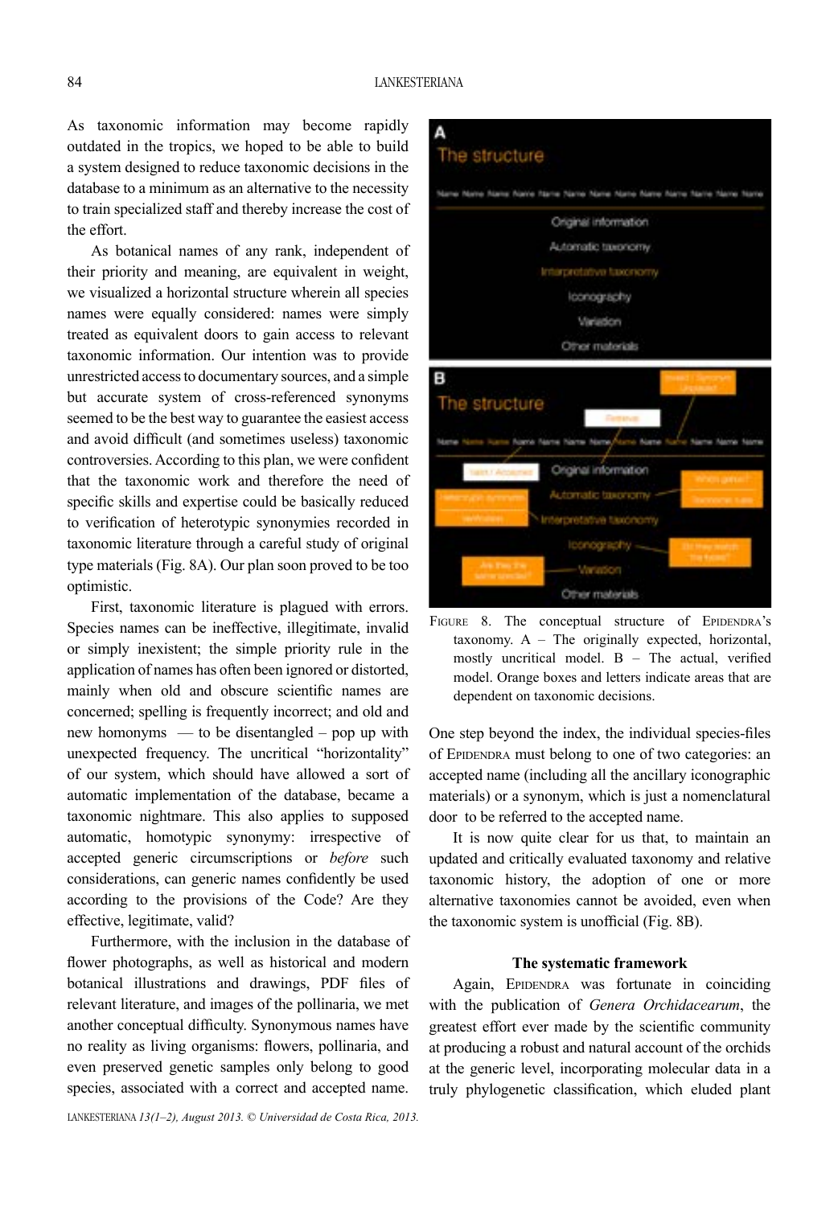As taxonomic information may become rapidly outdated in the tropics, we hoped to be able to build a system designed to reduce taxonomic decisions in the database to a minimum as an alternative to the necessity to train specialized staff and thereby increase the cost of the effort.

As botanical names of any rank, independent of their priority and meaning, are equivalent in weight, we visualized a horizontal structure wherein all species names were equally considered: names were simply treated as equivalent doors to gain access to relevant taxonomic information. Our intention was to provide unrestricted access to documentary sources, and a simple but accurate system of cross-referenced synonyms seemed to be the best way to guarantee the easiest access and avoid difficult (and sometimes useless) taxonomic controversies. According to this plan, we were confident that the taxonomic work and therefore the need of specific skills and expertise could be basically reduced to verification of heterotypic synonymies recorded in taxonomic literature through a careful study of original type materials (Fig. 8A). Our plan soon proved to be too optimistic.

First, taxonomic literature is plagued with errors. Species names can be ineffective, illegitimate, invalid or simply inexistent; the simple priority rule in the application of names has often been ignored or distorted, mainly when old and obscure scientific names are concerned; spelling is frequently incorrect; and old and new homonyms — to be disentangled – pop up with unexpected frequency. The uncritical "horizontality" of our system, which should have allowed a sort of automatic implementation of the database, became a taxonomic nightmare. This also applies to supposed automatic, homotypic synonymy: irrespective of accepted generic circumscriptions or *before* such considerations, can generic names confidently be used according to the provisions of the Code? Are they effective, legitimate, valid?

Furthermore, with the inclusion in the database of flower photographs, as well as historical and modern botanical illustrations and drawings, PDF files of relevant literature, and images of the pollinaria, we met another conceptual difficulty. Synonymous names have no reality as living organisms: flowers, pollinaria, and even preserved genetic samples only belong to good species, associated with a correct and accepted name.

FIGURE 8. The conceptual structure of EPIDENDRA's taxonomy. A – The originally expected, horizontal, mostly uncritical model. B – The actual, verified model. Orange boxes and letters indicate areas that are dependent on taxonomic decisions.

One step beyond the index, the individual species-files of EPIDENDRA must belong to one of two categories: an accepted name (including all the ancillary iconographic materials) or a synonym, which is just a nomenclatural door to be referred to the accepted name.

It is now quite clear for us that, to maintain an updated and critically evaluated taxonomy and relative taxonomic history, the adoption of one or more alternative taxonomies cannot be avoided, even when the taxonomic system is unofficial (Fig. 8B).

## The systematic framework

Again, EPIDENDRA was fortunate in coinciding with the publication of *Genera Orchidacearum*, the greatest effort ever made by the scientific community at producing a robust and natural account of the orchids at the generic level, incorporating molecular data in a truly phylogenetic classification, which eluded plant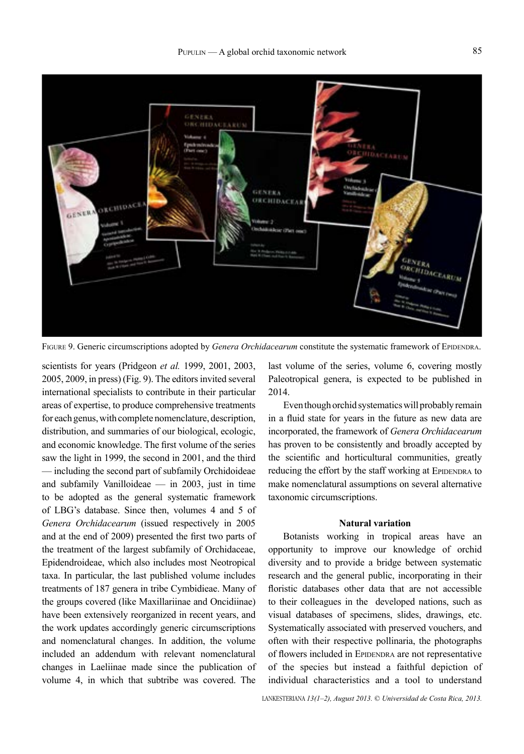FIGURE 9. Generic circumscriptions adopted by *Genera Orchidacearum* constitute the systematic framework of EPIDENDRA.

scientists for years (Pridgeon *et al.* 1999, 2001, 2003, 2005, 2009, in press) (Fig. 9). The editors invited several international specialists to contribute in their particular areas of expertise, to produce comprehensive treatments for each genus, with complete nomenclature, description, distribution, and summaries of our biological, ecologic, and economic knowledge. The first volume of the series saw the light in 1999, the second in 2001, and the third — including the second part of subfamily Orchidoideae and subfamily Vanilloideae — in 2003, just in time to be adopted as the general systematic framework of LBG's database. Since then, volumes 4 and 5 of *Genera Orchidacearum* (issued respectively in 2005 and at the end of 2009) presented the first two parts of the treatment of the largest subfamily of Orchidaceae, Epidendroideae, which also includes most Neotropical taxa. In particular, the last published volume includes treatments of 187 genera in tribe Cymbidieae. Many of the groups covered (like Maxillariinae and Oncidiinae) have been extensively reorganized in recent years, and the work updates accordingly generic circumscriptions and nomenclatural changes. In addition, the volume included an addendum with relevant nomenclatural changes in Laeliinae made since the publication of volume 4, in which that subtribe was covered. The last volume of the series, volume 6, covering mostly Paleotropical genera, is expected to be published in 2014.

Even though orchid systematics will probably remain in a fluid state for years in the future as new data are incorporated, the framework of *Genera Orchidacearum* has proven to be consistently and broadly accepted by the scientific and horticultural communities, greatly reducing the effort by the staff working at EPIDENDRA to make nomenclatural assumptions on several alternative taxonomic circumscriptions.

### Natural variation

Botanists working in tropical areas have an opportunity to improve our knowledge of orchid diversity and to provide a bridge between systematic research and the general public, incorporating in their floristic databases other data that are not accessible to their colleagues in the developed nations, such as visual databases of specimens, slides, drawings, etc. Systematically associated with preserved vouchers, and often with their respective pollinaria, the photographs of flowers included in EPIDENDRA are not representative of the species but instead a faithful depiction of individual characteristics and a tool to understand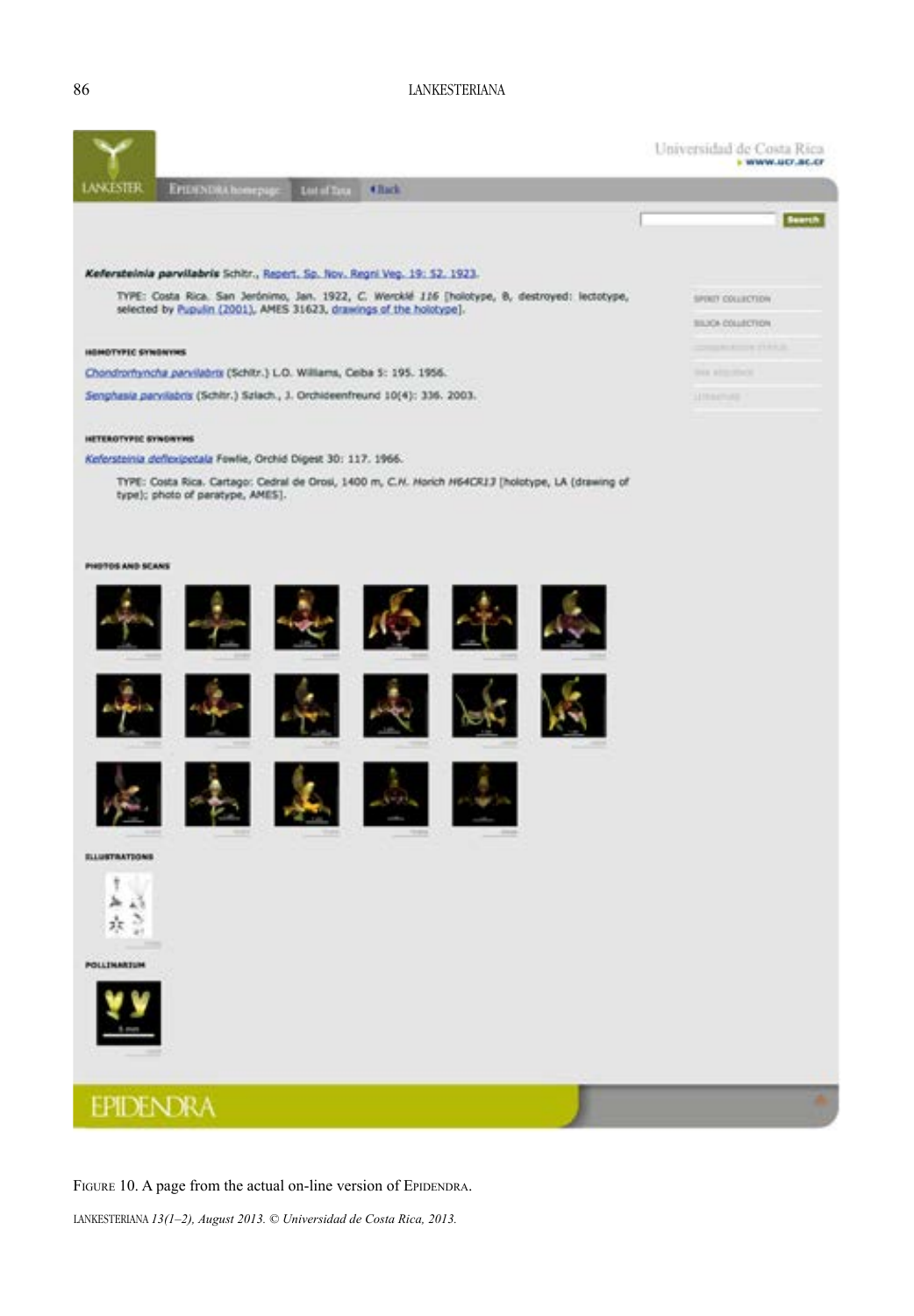LANKESTER | EPIDENDRA homepage | List of Taxa | Back

Universidad de Costa Rica
www.ucr.ac.cr

Search

***Kefersteinia parvilabris*** Schltr., Repert. Sp. Nov. Regni Veg. 19: 52. 1923.

TYPE: Costa Rica. San Jerónimo, Jan. 1922, *C. Wercklé 116* [holotype, B, destroyed: lectotype, selected by Pupulin (2001), AMES 31623, drawings of the holotype].

HOMOTYPIC SYNONYMS

*Chondrorhyncha parvilabris* (Schltr.) L.O. Williams, Ceiba 5: 195. 1956.

*Senghasia parvilabris* (Schltr.) Szlach., J. Orchideenfreund 10(4): 336. 2003.

HETEROTYPIC SYNONYMS

*Kefersteinia deflexipetala* Fowlie, Orchid Digest 30: 117. 1966.

TYPE: Costa Rica. Cartago: Cedral de Orosi, 1400 m, *C.H. Horich H64CR13* [holotype, LA (drawing of type); photo of paratype, AMES].

PHOTOS AND SCANS

ILLUSTRATIONS

POLLINARIUM

EPIDENDRA

FIGURE 10. A page from the actual on-line version of EPIDENDRA.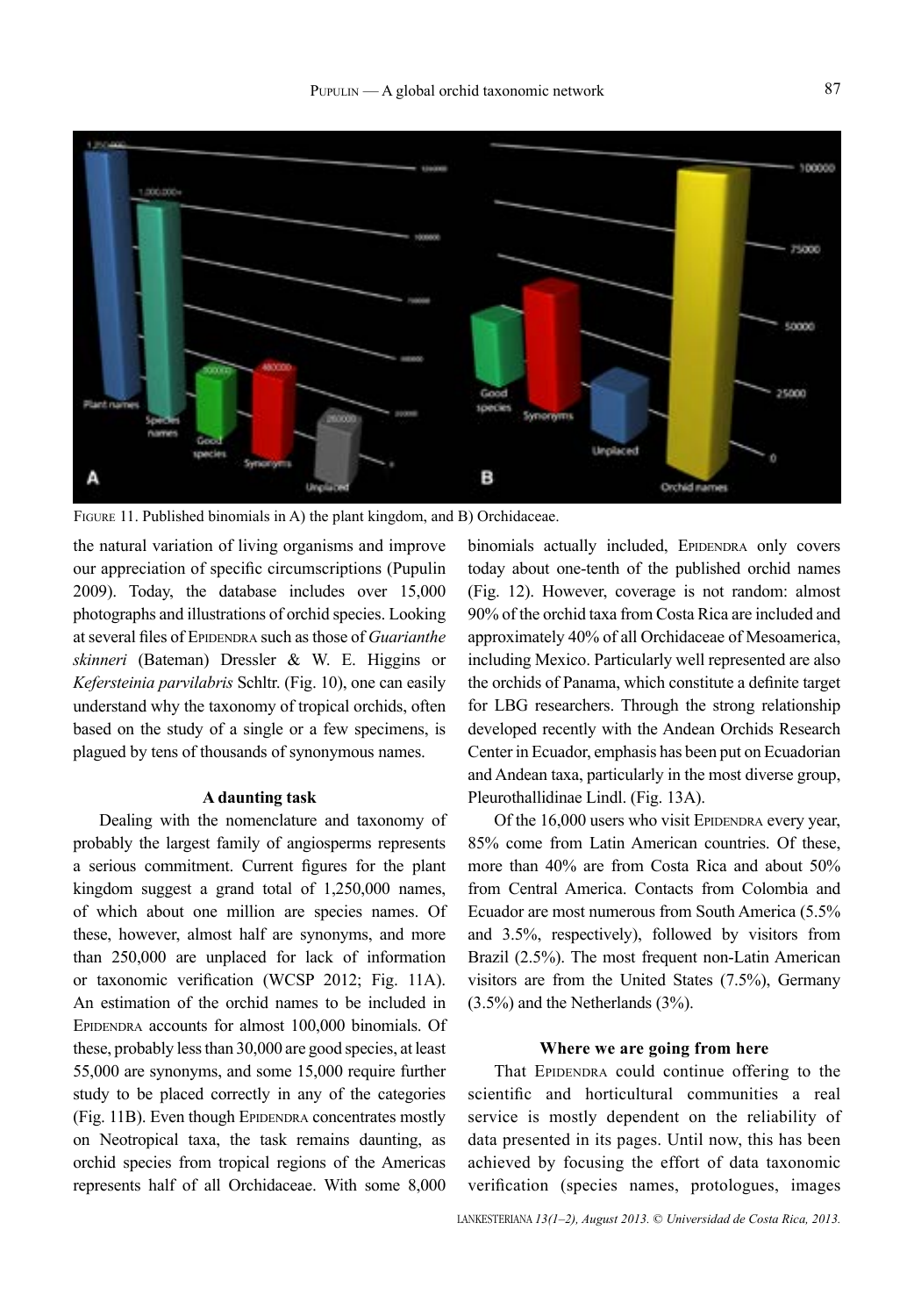FIGURE 11. Published binomials in A) the plant kingdom, and B) Orchidaceae.

the natural variation of living organisms and improve our appreciation of specific circumscriptions (Pupulin 2009). Today, the database includes over 15,000 photographs and illustrations of orchid species. Looking at several files of EPIDENDRA such as those of *Guarianthe skinneri* (Bateman) Dressler & W. E. Higgins or *Kefersteinia parvilabris* Schltr. (Fig. 10), one can easily understand why the taxonomy of tropical orchids, often based on the study of a single or a few specimens, is plagued by tens of thousands of synonymous names.

### A daunting task

Dealing with the nomenclature and taxonomy of probably the largest family of angiosperms represents a serious commitment. Current figures for the plant kingdom suggest a grand total of 1,250,000 names, of which about one million are species names. Of these, however, almost half are synonyms, and more than 250,000 are unplaced for lack of information or taxonomic verification (WCSP 2012; Fig. 11A). An estimation of the orchid names to be included in EPIDENDRA accounts for almost 100,000 binomials. Of these, probably less than 30,000 are good species, at least 55,000 are synonyms, and some 15,000 require further study to be placed correctly in any of the categories (Fig. 11B). Even though EPIDENDRA concentrates mostly on Neotropical taxa, the task remains daunting, as orchid species from tropical regions of the Americas represents half of all Orchidaceae. With some 8,000 binomials actually included, EPIDENDRA only covers today about one-tenth of the published orchid names (Fig. 12). However, coverage is not random: almost 90% of the orchid taxa from Costa Rica are included and approximately 40% of all Orchidaceae of Mesoamerica, including Mexico. Particularly well represented are also the orchids of Panama, which constitute a definite target for LBG researchers. Through the strong relationship developed recently with the Andean Orchids Research Center in Ecuador, emphasis has been put on Ecuadorian and Andean taxa, particularly in the most diverse group, Pleurothallidinae Lindl. (Fig. 13A).

Of the 16,000 users who visit EPIDENDRA every year, 85% come from Latin American countries. Of these, more than 40% are from Costa Rica and about 50% from Central America. Contacts from Colombia and Ecuador are most numerous from South America (5.5% and 3.5%, respectively), followed by visitors from Brazil (2.5%). The most frequent non-Latin American visitors are from the United States (7.5%), Germany (3.5%) and the Netherlands (3%).

### Where we are going from here

That EPIDENDRA could continue offering to the scientific and horticultural communities a real service is mostly dependent on the reliability of data presented in its pages. Until now, this has been achieved by focusing the effort of data taxonomic verification (species names, protologues, images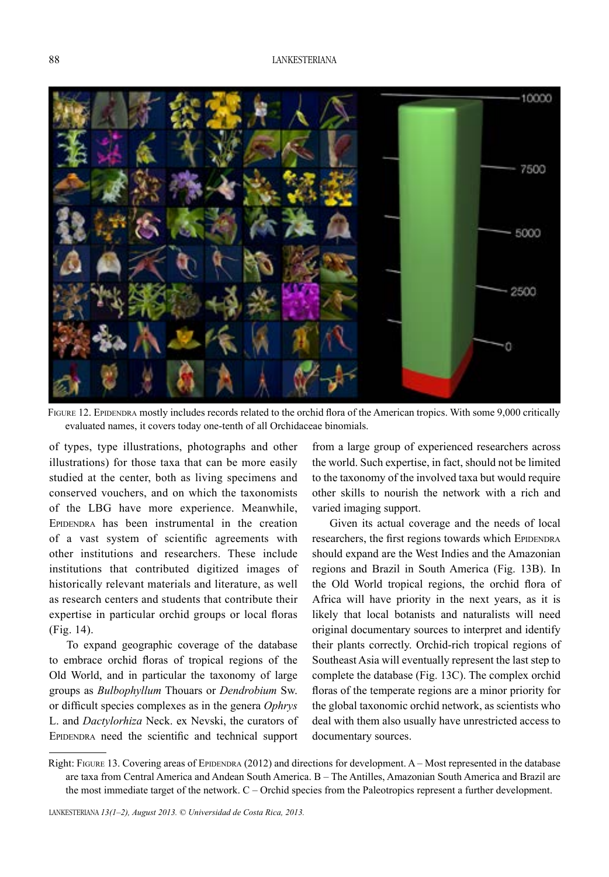FIGURE 12. EPIDENDRA mostly includes records related to the orchid flora of the American tropics. With some 9,000 critically evaluated names, it covers today one-tenth of all Orchidaceae binomials.

of types, type illustrations, photographs and other illustrations) for those taxa that can be more easily studied at the center, both as living specimens and conserved vouchers, and on which the taxonomists of the LBG have more experience. Meanwhile, EPIDENDRA has been instrumental in the creation of a vast system of scientific agreements with other institutions and researchers. These include institutions that contributed digitized images of historically relevant materials and literature, as well as research centers and students that contribute their expertise in particular orchid groups or local floras (Fig. 14).

To expand geographic coverage of the database to embrace orchid floras of tropical regions of the Old World, and in particular the taxonomy of large groups as *Bulbophyllum* Thouars or *Dendrobium* Sw. or difficult species complexes as in the genera *Ophrys* L. and *Dactylorhiza* Neck. ex Nevski, the curators of EPIDENDRA need the scientific and technical support from a large group of experienced researchers across the world. Such expertise, in fact, should not be limited to the taxonomy of the involved taxa but would require other skills to nourish the network with a rich and varied imaging support.

Given its actual coverage and the needs of local researchers, the first regions towards which EPIDENDRA should expand are the West Indies and the Amazonian regions and Brazil in South America (Fig. 13B). In the Old World tropical regions, the orchid flora of Africa will have priority in the next years, as it is likely that local botanists and naturalists will need original documentary sources to interpret and identify their plants correctly. Orchid-rich tropical regions of Southeast Asia will eventually represent the last step to complete the database (Fig. 13C). The complex orchid floras of the temperate regions are a minor priority for the global taxonomic orchid network, as scientists who deal with them also usually have unrestricted access to documentary sources.

Right: FIGURE 13. Covering areas of EPIDENDRA (2012) and directions for development. A – Most represented in the database are taxa from Central America and Andean South America. B – The Antilles, Amazonian South America and Brazil are the most immediate target of the network. C – Orchid species from the Paleotropics represent a further development.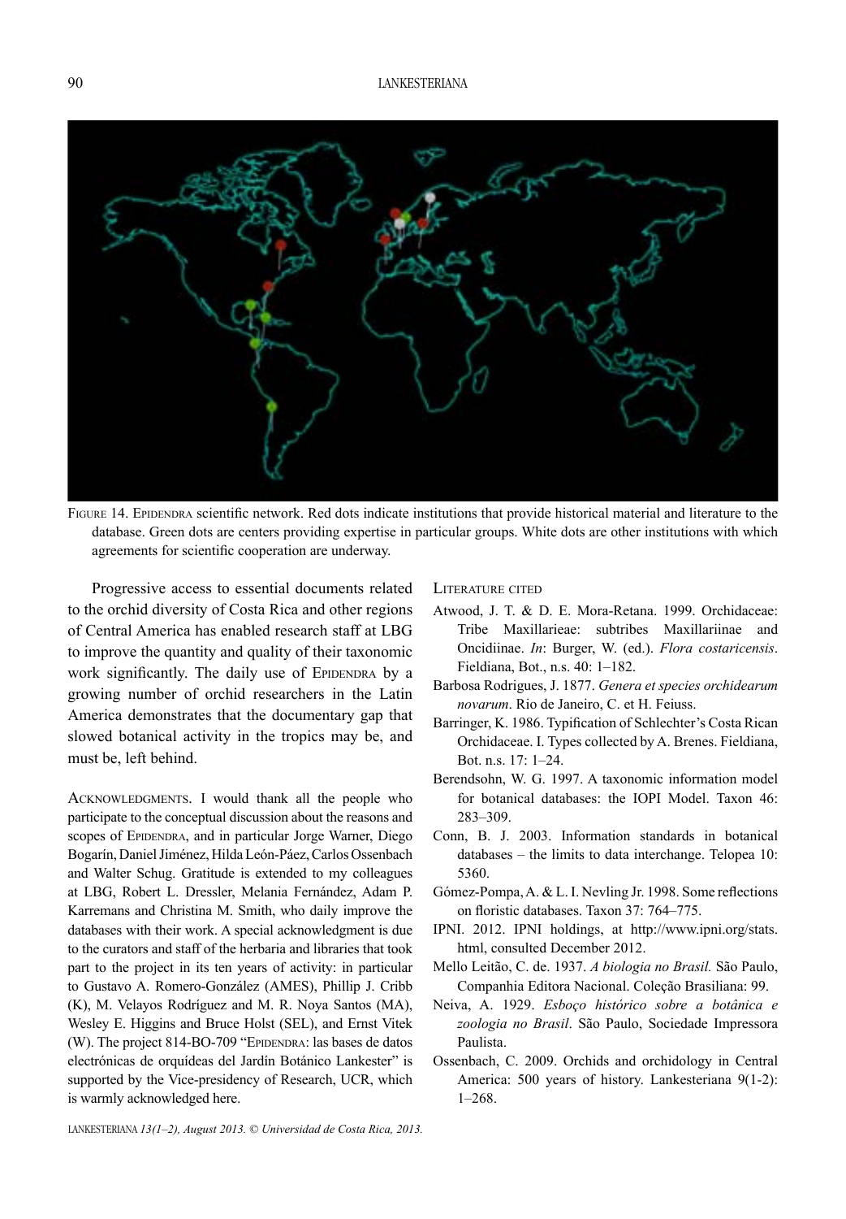FIGURE 14. EPIDENDRA scientific network. Red dots indicate institutions that provide historical material and literature to the database. Green dots are centers providing expertise in particular groups. White dots are other institutions with which agreements for scientific cooperation are underway.

Progressive access to essential documents related to the orchid diversity of Costa Rica and other regions of Central America has enabled research staff at LBG to improve the quantity and quality of their taxonomic work significantly. The daily use of EPIDENDRA by a growing number of orchid researchers in the Latin America demonstrates that the documentary gap that slowed botanical activity in the tropics may be, and must be, left behind.

ACKNOWLEDGMENTS. I would thank all the people who participate to the conceptual discussion about the reasons and scopes of EPIDENDRA, and in particular Jorge Warner, Diego Bogarín, Daniel Jiménez, Hilda León-Páez, Carlos Ossenbach and Walter Schug. Gratitude is extended to my colleagues at LBG, Robert L. Dressler, Melania Fernández, Adam P. Karremans and Christina M. Smith, who daily improve the databases with their work. A special acknowledgment is due to the curators and staff of the herbaria and libraries that took part to the project in its ten years of activity: in particular to Gustavo A. Romero-González (AMES), Phillip J. Cribb (K), M. Velayos Rodríguez and M. R. Noya Santos (MA), Wesley E. Higgins and Bruce Holst (SEL), and Ernst Vitek (W). The project 814-BO-709 "EPIDENDRA: las bases de datos electrónicas de orquídeas del Jardín Botánico Lankester" is supported by the Vice-presidency of Research, UCR, which is warmly acknowledged here.

## LITERATURE CITED

Atwood, J. T. & D. E. Mora-Retana. 1999. Orchidaceae: Tribe Maxillarieae: subtribes Maxillariinae and Oncidiinae. *In*: Burger, W. (ed.). *Flora costaricensis*. Fieldiana, Bot., n.s. 40: 1–182.

Barbosa Rodrigues, J. 1877. *Genera et species orchidearum novarum*. Rio de Janeiro, C. et H. Feiuss.

Barringer, K. 1986. Typification of Schlechter's Costa Rican Orchidaceae. I. Types collected by A. Brenes. Fieldiana, Bot. n.s. 17: 1–24.

Berendsohn, W. G. 1997. A taxonomic information model for botanical databases: the IOPI Model. Taxon 46: 283–309.

Conn, B. J. 2003. Information standards in botanical databases – the limits to data interchange. Telopea 10: 5360.

Gómez-Pompa, A. & L. I. Nevling Jr. 1998. Some reflections on floristic databases. Taxon 37: 764–775.

IPNI. 2012. IPNI holdings, at http://www.ipni.org/stats.html, consulted December 2012.

Mello Leitão, C. de. 1937. *A biologia no Brasil.* São Paulo, Companhia Editora Nacional. Coleção Brasiliana: 99.

Neiva, A. 1929. *Esboço histórico sobre a botânica e zoologia no Brasil*. São Paulo, Sociedade Impressora Paulista.

Ossenbach, C. 2009. Orchids and orchidology in Central America: 500 years of history. Lankesteriana 9(1-2): 1–268.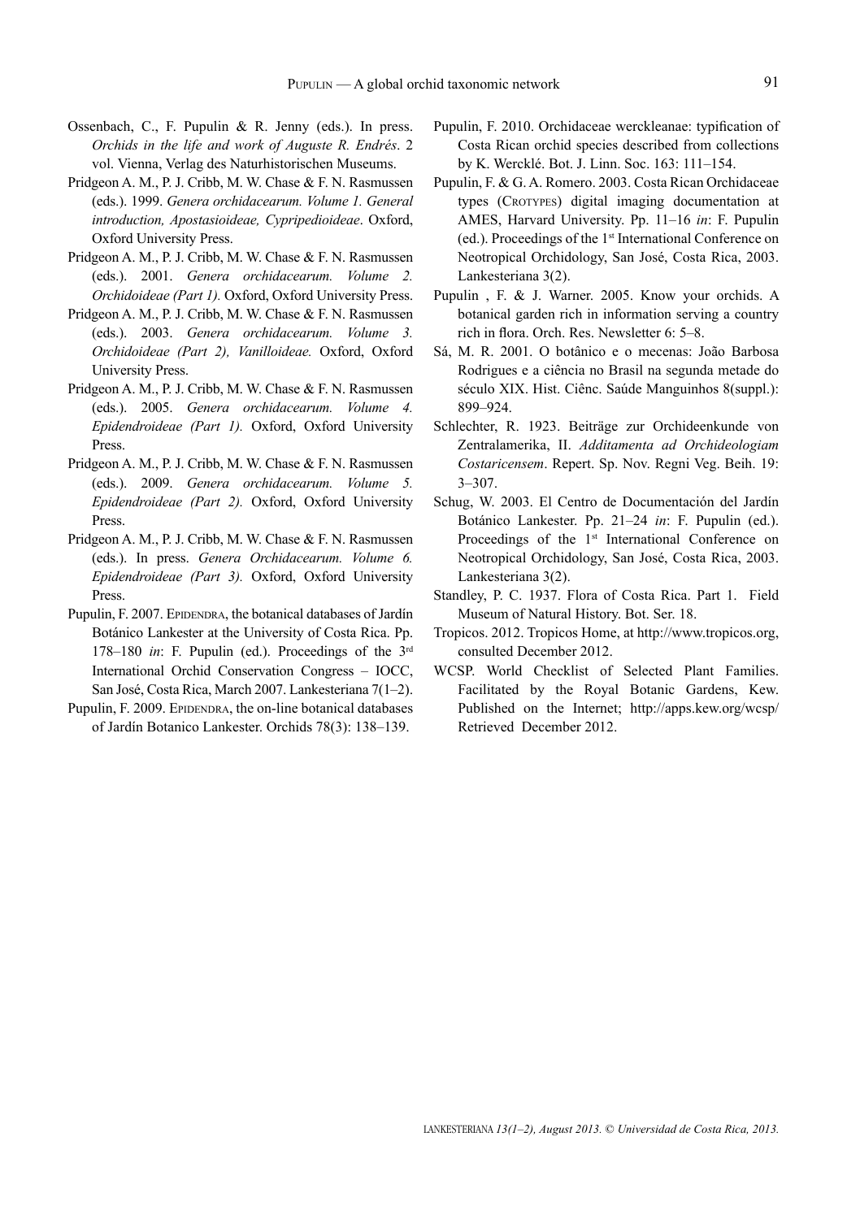Ossenbach, C., F. Pupulin & R. Jenny (eds.). In press. *Orchids in the life and work of Auguste R. Endrés*. 2 vol. Vienna, Verlag des Naturhistorischen Museums.

Pridgeon A. M., P. J. Cribb, M. W. Chase & F. N. Rasmussen (eds.). 1999. *Genera orchidacearum. Volume 1. General introduction, Apostasioideae, Cypripedioideae*. Oxford, Oxford University Press.

Pridgeon A. M., P. J. Cribb, M. W. Chase & F. N. Rasmussen (eds.). 2001. *Genera orchidacearum. Volume 2. Orchidoideae (Part 1).* Oxford, Oxford University Press.

Pridgeon A. M., P. J. Cribb, M. W. Chase & F. N. Rasmussen (eds.). 2003. *Genera orchidacearum. Volume 3. Orchidoideae (Part 2), Vanilloideae.* Oxford, Oxford University Press.

Pridgeon A. M., P. J. Cribb, M. W. Chase & F. N. Rasmussen (eds.). 2005. *Genera orchidacearum. Volume 4. Epidendroideae (Part 1).* Oxford, Oxford University Press.

Pridgeon A. M., P. J. Cribb, M. W. Chase & F. N. Rasmussen (eds.). 2009. *Genera orchidacearum. Volume 5. Epidendroideae (Part 2).* Oxford, Oxford University Press.

Pridgeon A. M., P. J. Cribb, M. W. Chase & F. N. Rasmussen (eds.). In press. *Genera Orchidacearum. Volume 6. Epidendroideae (Part 3).* Oxford, Oxford University Press.

Pupulin, F. 2007. Epidendra, the botanical databases of Jardín Botánico Lankester at the University of Costa Rica. Pp. 178–180 *in*: F. Pupulin (ed.). Proceedings of the 3rd International Orchid Conservation Congress – IOCC, San José, Costa Rica, March 2007. Lankesteriana 7(1–2).

Pupulin, F. 2009. Epidendra, the on-line botanical databases of Jardín Botanico Lankester. Orchids 78(3): 138–139.

Pupulin, F. 2010. Orchidaceae werckleanae: typification of Costa Rican orchid species described from collections by K. Wercklé. Bot. J. Linn. Soc. 163: 111–154.

Pupulin, F. & G. A. Romero. 2003. Costa Rican Orchidaceae types (Crotypes) digital imaging documentation at AMES, Harvard University. Pp. 11–16 *in*: F. Pupulin (ed.). Proceedings of the 1st International Conference on Neotropical Orchidology, San José, Costa Rica, 2003. Lankesteriana 3(2).

Pupulin , F. & J. Warner. 2005. Know your orchids. A botanical garden rich in information serving a country rich in flora. Orch. Res. Newsletter 6: 5–8.

Sá, M. R. 2001. O botânico e o mecenas: João Barbosa Rodrigues e a ciência no Brasil na segunda metade do século XIX. Hist. Ciênc. Saúde Manguinhos 8(suppl.): 899–924.

Schlechter, R. 1923. Beiträge zur Orchideenkunde von Zentralamerika, II. *Additamenta ad Orchideologiam Costaricensem*. Repert. Sp. Nov. Regni Veg. Beih. 19: 3–307.

Schug, W. 2003. El Centro de Documentación del Jardín Botánico Lankester. Pp. 21–24 *in*: F. Pupulin (ed.). Proceedings of the 1st International Conference on Neotropical Orchidology, San José, Costa Rica, 2003. Lankesteriana 3(2).

Standley, P. C. 1937. Flora of Costa Rica. Part 1. Field Museum of Natural History. Bot. Ser. 18.

Tropicos. 2012. Tropicos Home, at http://www.tropicos.org, consulted December 2012.

WCSP. World Checklist of Selected Plant Families. Facilitated by the Royal Botanic Gardens, Kew. Published on the Internet; http://apps.kew.org/wcsp/ Retrieved December 2012.